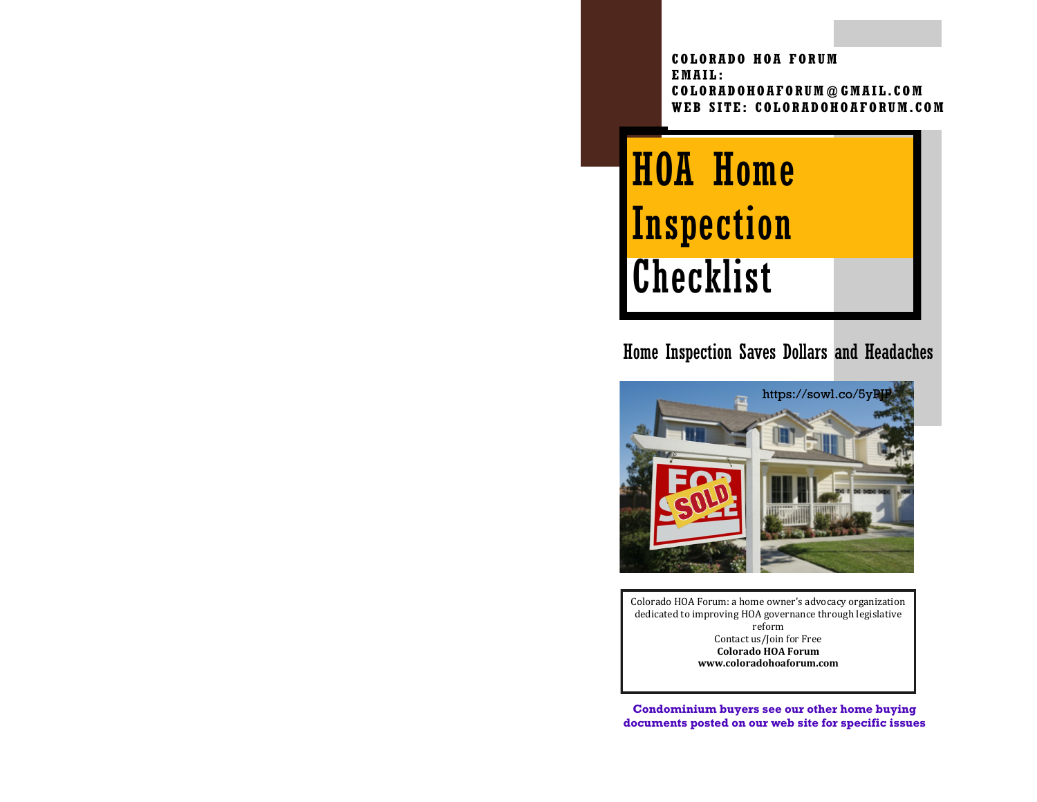**COLORADO HOA FORUM**
**EMAIL:**
**COLORADOHOAFORUM@GMAIL.COM**
**WEB SITE: COLORADOHOAFORUM.COM**

# HOA Home Inspection Checklist

## Home Inspection Saves Dollars and Headaches

https://sowl.co/5yPJP

Colorado HOA Forum: a home owner's advocacy organization dedicated to improving HOA governance through legislative reform
Contact us/Join for Free
**Colorado HOA Forum**
**www.coloradohoaforum.com**

**Condominium buyers see our other home buying documents posted on our web site for specific issues**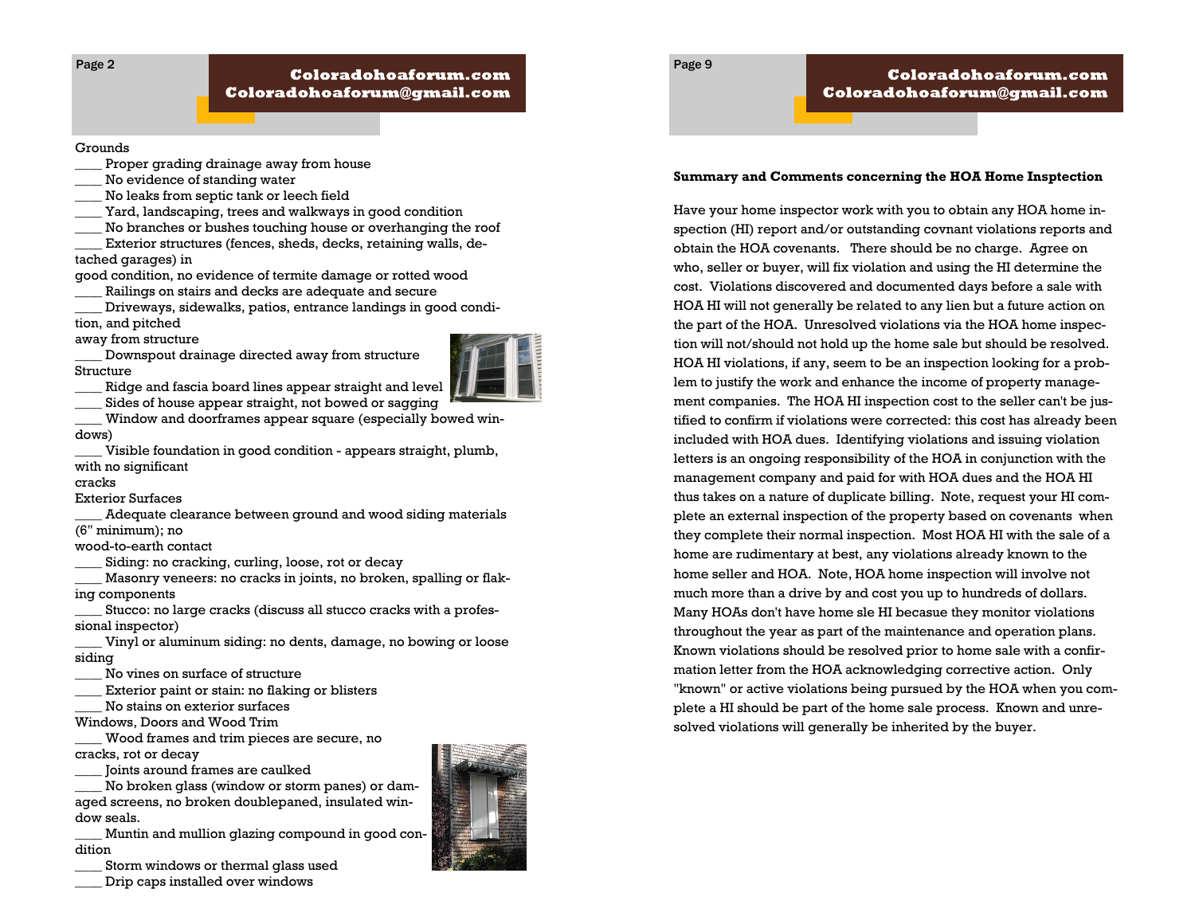Grounds

____ Proper grading drainage away from house
____ No evidence of standing water
____ No leaks from septic tank or leech field
____ Yard, landscaping, trees and walkways in good condition
____ No branches or bushes touching house or overhanging the roof
____ Exterior structures (fences, sheds, decks, retaining walls, detached garages) in good condition, no evidence of termite damage or rotted wood
____ Railings on stairs and decks are adequate and secure
____ Driveways, sidewalks, patios, entrance landings in good condition, and pitched away from structure
____ Downspout drainage directed away from structure

Structure

____ Ridge and fascia board lines appear straight and level
____ Sides of house appear straight, not bowed or sagging
____ Window and doorframes appear square (especially bowed windows)
____ Visible foundation in good condition - appears straight, plumb, with no significant cracks

Exterior Surfaces

____ Adequate clearance between ground and wood siding materials (6" minimum); no wood-to-earth contact
____ Siding: no cracking, curling, loose, rot or decay
____ Masonry veneers: no cracks in joints, no broken, spalling or flaking components
____ Stucco: no large cracks (discuss all stucco cracks with a professional inspector)
____ Vinyl or aluminum siding: no dents, damage, no bowing or loose siding
____ No vines on surface of structure
____ Exterior paint or stain: no flaking or blisters
____ No stains on exterior surfaces

Windows, Doors and Wood Trim

____ Wood frames and trim pieces are secure, no cracks, rot or decay
____ Joints around frames are caulked
____ No broken glass (window or storm panes) or damaged screens, no broken doublepaned, insulated window seals.
____ Muntin and mullion glazing compound in good condition
____ Storm windows or thermal glass used
____ Drip caps installed over windows

**Summary and Comments concerning the HOA Home Insptection**

Have your home inspector work with you to obtain any HOA home inspection (HI) report and/or outstanding covnant violations reports and obtain the HOA covenants. There should be no charge. Agree on who, seller or buyer, will fix violation and using the HI determine the cost. Violations discovered and documented days before a sale with HOA HI will not generally be related to any lien but a future action on the part of the HOA. Unresolved violations via the HOA home inspection will not/should not hold up the home sale but should be resolved. HOA HI violations, if any, seem to be an inspection looking for a problem to justify the work and enhance the income of property management companies. The HOA HI inspection cost to the seller can't be justified to confirm if violations were corrected: this cost has already been included with HOA dues. Identifying violations and issuing violation letters is an ongoing responsibility of the HOA in conjunction with the management company and paid for with HOA dues and the HOA HI thus takes on a nature of duplicate billing. Note, request your HI complete an external inspection of the property based on covenants when they complete their normal inspection. Most HOA HI with the sale of a home are rudimentary at best, any violations already known to the home seller and HOA. Note, HOA home inspection will involve not much more than a drive by and cost you up to hundreds of dollars. Many HOAs don't have home sle HI becasue they monitor violations throughout the year as part of the maintenance and operation plans. Known violations should be resolved prior to home sale with a confirmation letter from the HOA acknowledging corrective action. Only "known" or active violations being pursued by the HOA when you complete a HI should be part of the home sale process. Known and unresolved violations will generally be inherited by the buyer.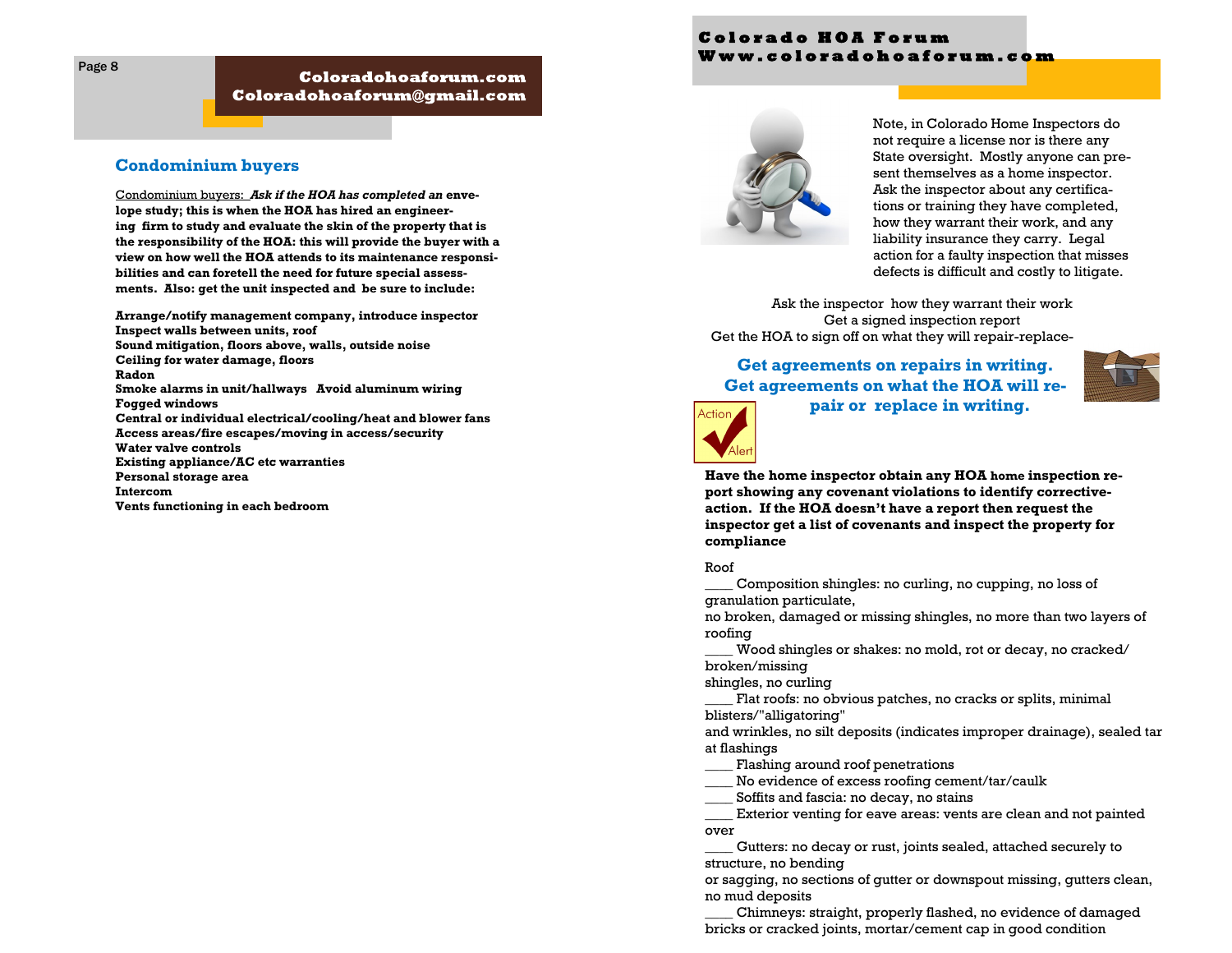## Condominium buyers

Condominium buyers: ***Ask if the HOA has completed an* envelope study; this is when the HOA has hired an engineering firm to study and evaluate the skin of the property that is the responsibility of the HOA: this will provide the buyer with a view on how well the HOA attends to its maintenance responsibilities and can foretell the need for future special assessments. Also: get the unit inspected and be sure to include:**

**Arrange/notify management company, introduce inspector**
**Inspect walls between units, roof**
**Sound mitigation, floors above, walls, outside noise**
**Ceiling for water damage, floors**
**Radon**
**Smoke alarms in unit/hallways Avoid aluminum wiring**
**Fogged windows**
**Central or individual electrical/cooling/heat and blower fans**
**Access areas/fire escapes/moving in access/security**
**Water valve controls**
**Existing appliance/AC etc warranties**
**Personal storage area**
**Intercom**
**Vents functioning in each bedroom**

Note, in Colorado Home Inspectors do not require a license nor is there any State oversight. Mostly anyone can present themselves as a home inspector. Ask the inspector about any certifications or training they have completed, how they warrant their work, and any liability insurance they carry. Legal action for a faulty inspection that misses defects is difficult and costly to litigate.

Ask the inspector how they warrant their work
Get a signed inspection report
Get the HOA to sign off on what they will repair-replace-

**Get agreements on repairs in writing.**
**Get agreements on what the HOA will repair or replace in writing.**

Action Alert

**Have the home inspector obtain any HOA home inspection report showing any covenant violations to identify corrective-action. If the HOA doesn't have a report then request the inspector get a list of covenants and inspect the property for compliance**

Roof

____ Composition shingles: no curling, no cupping, no loss of granulation particulate,
no broken, damaged or missing shingles, no more than two layers of roofing

____ Wood shingles or shakes: no mold, rot or decay, no cracked/broken/missing
shingles, no curling

____ Flat roofs: no obvious patches, no cracks or splits, minimal blisters/"alligatoring"
and wrinkles, no silt deposits (indicates improper drainage), sealed tar at flashings

____ Flashing around roof penetrations

____ No evidence of excess roofing cement/tar/caulk

____ Soffits and fascia: no decay, no stains

____ Exterior venting for eave areas: vents are clean and not painted over

____ Gutters: no decay or rust, joints sealed, attached securely to structure, no bending
or sagging, no sections of gutter or downspout missing, gutters clean, no mud deposits

____ Chimneys: straight, properly flashed, no evidence of damaged bricks or cracked joints, mortar/cement cap in good condition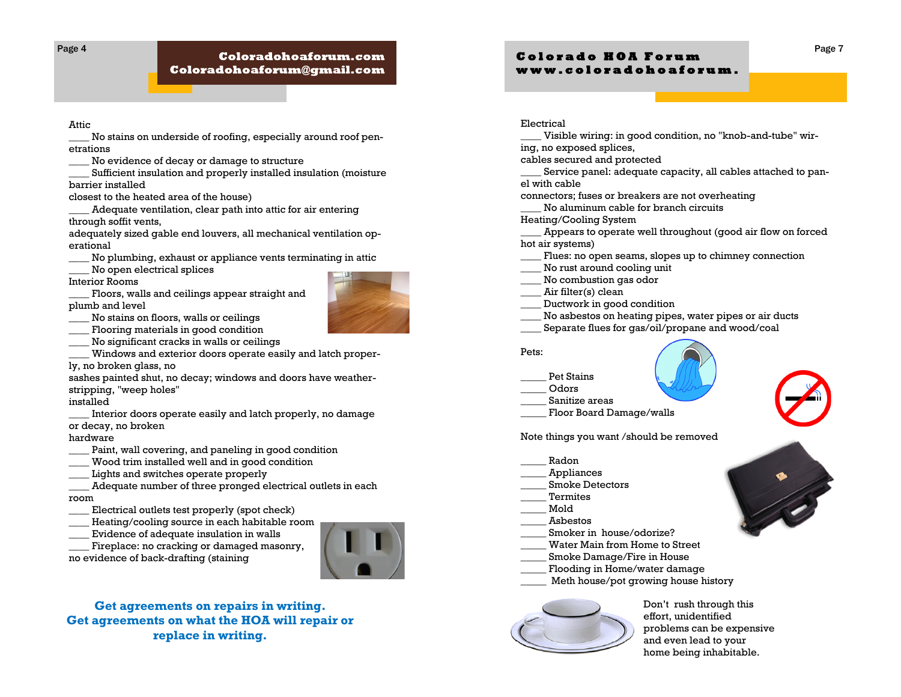Attic

____ No stains on underside of roofing, especially around roof penetrations

____ No evidence of decay or damage to structure

____ Sufficient insulation and properly installed insulation (moisture barrier installed closest to the heated area of the house)

____ Adequate ventilation, clear path into attic for air entering through soffit vents, adequately sized gable end louvers, all mechanical ventilation operational

____ No plumbing, exhaust or appliance vents terminating in attic

____ No open electrical splices

Interior Rooms

____ Floors, walls and ceilings appear straight and plumb and level

____ No stains on floors, walls or ceilings

____ Flooring materials in good condition

____ No significant cracks in walls or ceilings

____ Windows and exterior doors operate easily and latch properly, no broken glass, no sashes painted shut, no decay; windows and doors have weather-stripping, "weep holes" installed

____ Interior doors operate easily and latch properly, no damage or decay, no broken hardware

____ Paint, wall covering, and paneling in good condition

____ Wood trim installed well and in good condition

____ Lights and switches operate properly

____ Adequate number of three pronged electrical outlets in each room

____ Electrical outlets test properly (spot check)

____ Heating/cooling source in each habitable room

____ Evidence of adequate insulation in walls

____ Fireplace: no cracking or damaged masonry, no evidence of back-drafting (staining

**Get agreements on repairs in writing.**
**Get agreements on what the HOA will repair or replace in writing.**

Electrical

____ Visible wiring: in good condition, no "knob-and-tube" wiring, no exposed splices, cables secured and protected

____ Service panel: adequate capacity, all cables attached to panel with cable connectors; fuses or breakers are not overheating

____ No aluminum cable for branch circuits

Heating/Cooling System

____ Appears to operate well throughout (good air flow on forced hot air systems)

____ Flues: no open seams, slopes up to chimney connection

____ No rust around cooling unit

____ No combustion gas odor

____ Air filter(s) clean

____ Ductwork in good condition

____ No asbestos on heating pipes, water pipes or air ducts

____ Separate flues for gas/oil/propane and wood/coal

Pets:

_____ Pet Stains
_____ Odors
_____ Sanitize areas
_____ Floor Board Damage/walls

Note things you want /should be removed

_____ Radon
_____ Appliances
_____ Smoke Detectors
_____ Termites
_____ Mold
_____ Asbestos
_____ Smoker in house/odorize?
_____ Water Main from Home to Street
_____ Smoke Damage/Fire in House
_____ Flooding in Home/water damage
_____ Meth house/pot growing house history

Don't rush through this effort, unidentified problems can be expensive and even lead to your home being inhabitable.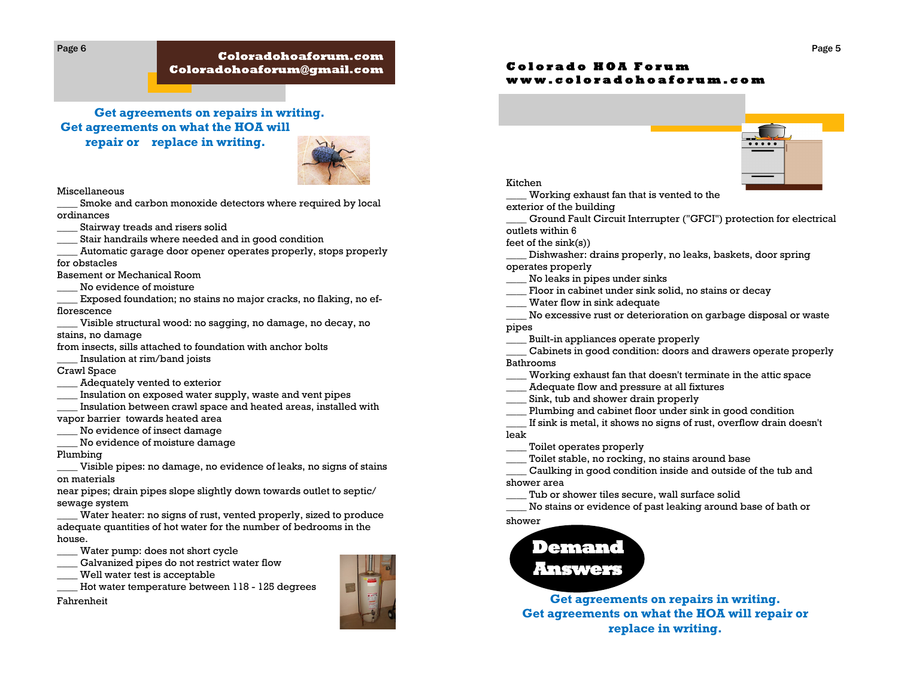Coloradohoaforum.com
Coloradohoaforum@gmail.com

**Get agreements on repairs in writing.**
**Get agreements on what the HOA will repair or replace in writing.**

Miscellaneous

____ Smoke and carbon monoxide detectors where required by local ordinances
____ Stairway treads and risers solid
____ Stair handrails where needed and in good condition
____ Automatic garage door opener operates properly, stops properly for obstacles

Basement or Mechanical Room

____ No evidence of moisture
____ Exposed foundation; no stains no major cracks, no flaking, no efflorescence
____ Visible structural wood: no sagging, no damage, no decay, no stains, no damage from insects, sills attached to foundation with anchor bolts
____ Insulation at rim/band joists

Crawl Space

____ Adequately vented to exterior
____ Insulation on exposed water supply, waste and vent pipes
____ Insulation between crawl space and heated areas, installed with vapor barrier towards heated area
____ No evidence of insect damage
____ No evidence of moisture damage

Plumbing

____ Visible pipes: no damage, no evidence of leaks, no signs of stains on materials near pipes; drain pipes slope slightly down towards outlet to septic/ sewage system
____ Water heater: no signs of rust, vented properly, sized to produce adequate quantities of hot water for the number of bedrooms in the house.
____ Water pump: does not short cycle
____ Galvanized pipes do not restrict water flow
____ Well water test is acceptable
____ Hot water temperature between 118 - 125 degrees Fahrenheit

**Colorado HOA Forum**
**www.coloradohoaforum.com**

Kitchen

____ Working exhaust fan that is vented to the exterior of the building
____ Ground Fault Circuit Interrupter ("GFCI") protection for electrical outlets within 6 feet of the sink(s))
____ Dishwasher: drains properly, no leaks, baskets, door spring operates properly
____ No leaks in pipes under sinks
____ Floor in cabinet under sink solid, no stains or decay
____ Water flow in sink adequate
____ No excessive rust or deterioration on garbage disposal or waste pipes
____ Built-in appliances operate properly
____ Cabinets in good condition: doors and drawers operate properly

Bathrooms

____ Working exhaust fan that doesn't terminate in the attic space
____ Adequate flow and pressure at all fixtures
____ Sink, tub and shower drain properly
____ Plumbing and cabinet floor under sink in good condition
____ If sink is metal, it shows no signs of rust, overflow drain doesn't leak
____ Toilet operates properly
____ Toilet stable, no rocking, no stains around base
____ Caulking in good condition inside and outside of the tub and shower area
____ Tub or shower tiles secure, wall surface solid
____ No stains or evidence of past leaking around base of bath or shower

**Demand Answers**

**Get agreements on repairs in writing.**
**Get agreements on what the HOA will repair or replace in writing.**